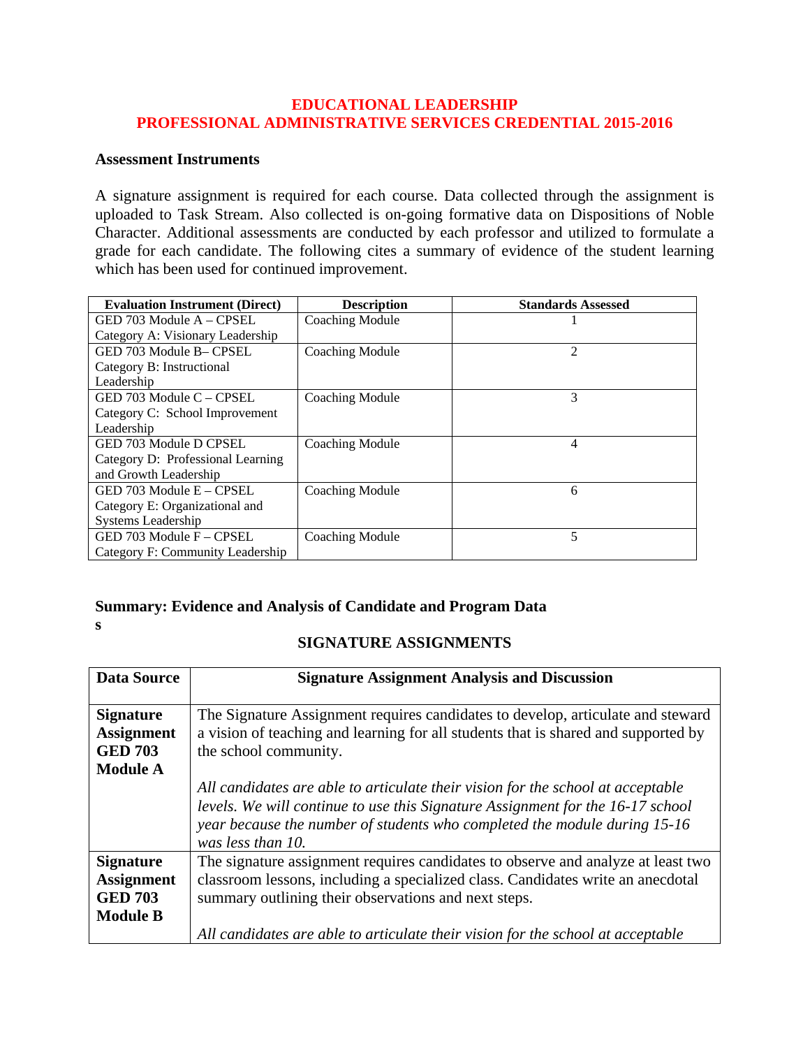# EDUCATIONAL LEADERSHIP
# PROFESSIONAL ADMINISTRATIVE SERVICES CREDENTIAL 2015-2016

**Assessment Instruments**

A signature assignment is required for each course. Data collected through the assignment is uploaded to Task Stream. Also collected is on-going formative data on Dispositions of Noble Character. Additional assessments are conducted by each professor and utilized to formulate a grade for each candidate. The following cites a summary of evidence of the student learning which has been used for continued improvement.

| Evaluation Instrument (Direct) | Description | Standards Assessed |
|---|---|---|
| GED 703 Module A – CPSEL Category A: Visionary Leadership | Coaching Module | 1 |
| GED 703 Module B– CPSEL Category B: Instructional Leadership | Coaching Module | 2 |
| GED 703 Module C – CPSEL Category C: School Improvement Leadership | Coaching Module | 3 |
| GED 703 Module D CPSEL Category D: Professional Learning and Growth Leadership | Coaching Module | 4 |
| GED 703 Module E – CPSEL Category E: Organizational and Systems Leadership | Coaching Module | 6 |
| GED 703 Module F – CPSEL Category F: Community Leadership | Coaching Module | 5 |

**Summary: Evidence and Analysis of Candidate and Program Data**
**s**

**SIGNATURE ASSIGNMENTS**

| Data Source | Signature Assignment Analysis and Discussion |
|---|---|
| **Signature Assignment GED 703 Module A** | The Signature Assignment requires candidates to develop, articulate and steward a vision of teaching and learning for all students that is shared and supported by the school community.<br><br>*All candidates are able to articulate their vision for the school at acceptable levels. We will continue to use this Signature Assignment for the 16-17 school year because the number of students who completed the module during 15-16 was less than 10.* |
| **Signature Assignment GED 703 Module B** | The signature assignment requires candidates to observe and analyze at least two classroom lessons, including a specialized class. Candidates write an anecdotal summary outlining their observations and next steps.<br><br>*All candidates are able to articulate their vision for the school at acceptable* |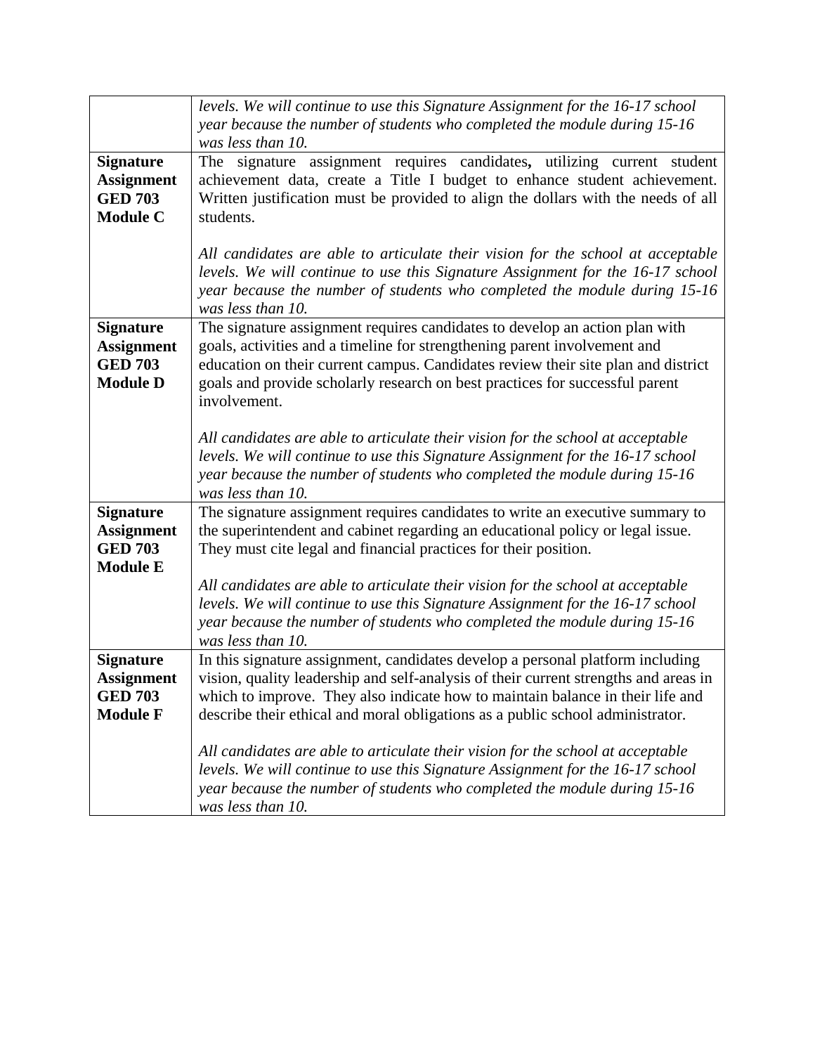| | |
|---|---|
| | *levels. We will continue to use this Signature Assignment for the 16-17 school year because the number of students who completed the module during 15-16 was less than 10.* |
| **Signature Assignment GED 703 Module C** | The signature assignment requires candidates**,** utilizing current student achievement data, create a Title I budget to enhance student achievement. Written justification must be provided to align the dollars with the needs of all students.<br><br>*All candidates are able to articulate their vision for the school at acceptable levels. We will continue to use this Signature Assignment for the 16-17 school year because the number of students who completed the module during 15-16 was less than 10.* |
| **Signature Assignment GED 703 Module D** | The signature assignment requires candidates to develop an action plan with goals, activities and a timeline for strengthening parent involvement and education on their current campus. Candidates review their site plan and district goals and provide scholarly research on best practices for successful parent involvement.<br><br>*All candidates are able to articulate their vision for the school at acceptable levels. We will continue to use this Signature Assignment for the 16-17 school year because the number of students who completed the module during 15-16 was less than 10.* |
| **Signature Assignment GED 703 Module E** | The signature assignment requires candidates to write an executive summary to the superintendent and cabinet regarding an educational policy or legal issue. They must cite legal and financial practices for their position.<br><br>*All candidates are able to articulate their vision for the school at acceptable levels. We will continue to use this Signature Assignment for the 16-17 school year because the number of students who completed the module during 15-16 was less than 10.* |
| **Signature Assignment GED 703 Module F** | In this signature assignment, candidates develop a personal platform including vision, quality leadership and self-analysis of their current strengths and areas in which to improve. They also indicate how to maintain balance in their life and describe their ethical and moral obligations as a public school administrator.<br><br>*All candidates are able to articulate their vision for the school at acceptable levels. We will continue to use this Signature Assignment for the 16-17 school year because the number of students who completed the module during 15-16 was less than 10.* |